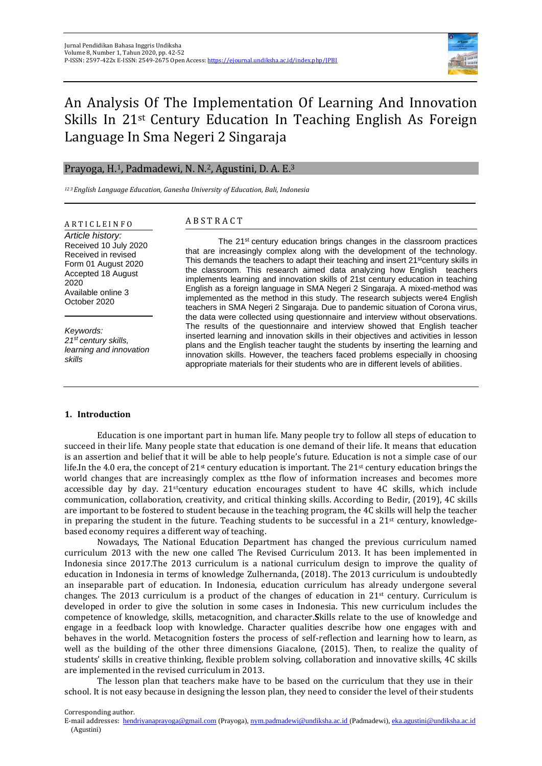# An Analysis Of The Implementation Of Learning And Innovation Skills In 21st Century Education In Teaching English As Foreign Language In Sma Negeri 2 Singaraja

Prayoga, H.[1], Padmadewi, N. N.[2], Agustini, D. A. E.[3]

[1 2 3] *English Language Education, Ganesha University of Education, Bali, Indonesia*

**A R T I C L E I N F O**

*Article history:*
Received 10 July 2020
Received in revised Form 01 August 2020
Accepted 18 August 2020
Available online 3 October 2020

*Keywords:*
*21st century skills, learning and innovation skills*

**A B S T R A C T**

The 21st century education brings changes in the classroom practices that are increasingly complex along with the development of the technology. This demands the teachers to adapt their teaching and insert 21stcentury skills in the classroom. This research aimed data analyzing how English teachers implements learning and innovation skills of 21st century education in teaching English as a foreign language in SMA Negeri 2 Singaraja. A mixed-method was implemented as the method in this study. The research subjects were4 English teachers in SMA Negeri 2 Singaraja. Due to pandemic situation of Corona virus, the data were collected using questionnaire and interview without observations. The results of the questionnaire and interview showed that English teacher inserted learning and innovation skills in their objectives and activities in lesson plans and the English teacher taught the students by inserting the learning and innovation skills. However, the teachers faced problems especially in choosing appropriate materials for their students who are in different levels of abilities.

## 1. Introduction

Education is one important part in human life. Many people try to follow all steps of education to succeed in their life. Many people state that education is one demand of their life. It means that education is an assertion and belief that it will be able to help people's future. Education is not a simple case of our life.In the 4.0 era, the concept of 21st century education is important. The 21st century education brings the world changes that are increasingly complex as tthe flow of information increases and becomes more accessible day by day. 21stcentury education encourages student to have 4C skills, which include communication, collaboration, creativity, and critical thinking skills. According to Bedir, (2019), 4C skills are important to be fostered to student because in the teaching program, the 4C skills will help the teacher in preparing the student in the future. Teaching students to be successful in a 21st century, knowledge-based economy requires a different way of teaching.

Nowadays, The National Education Department has changed the previous curriculum named curriculum 2013 with the new one called The Revised Curriculum 2013. It has been implemented in Indonesia since 2017.The 2013 curriculum is a national curriculum design to improve the quality of education in Indonesia in terms of knowledge Zulhernanda, (2018). The 2013 curriculum is undoubtedly an inseparable part of education. In Indonesia, education curriculum has already undergone several changes. The 2013 curriculum is a product of the changes of education in 21st century. Curriculum is developed in order to give the solution in some cases in Indonesia. This new curriculum includes the competence of knowledge, skills, metacognition, and character.**S**kills relate to the use of knowledge and engage in a feedback loop with knowledge. Character qualities describe how one engages with and behaves in the world. Metacognition fosters the process of self-reflection and learning how to learn, as well as the building of the other three dimensions Giacalone, (2015). Then, to realize the quality of students' skills in creative thinking, flexible problem solving, collaboration and innovative skills, 4C skills are implemented in the revised curriculum in 2013.

The lesson plan that teachers make have to be based on the curriculum that they use in their school. It is not easy because in designing the lesson plan, they need to consider the level of their students

Corresponding author.
E-mail addresses: hendriyanaprayoga@gmail.com (Prayoga), nym.padmadewi@undiksha.ac.id (Padmadewi), eka.agustini@undiksha.ac.id (Agustini)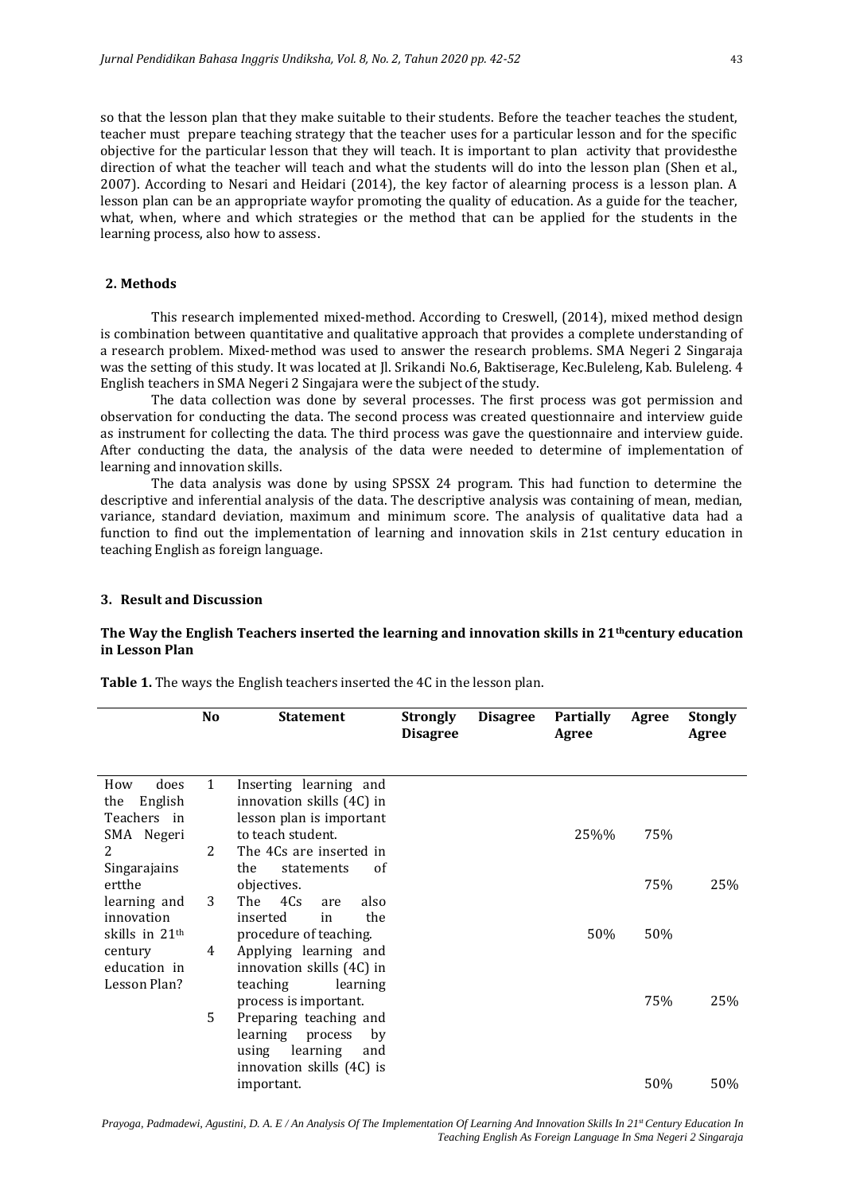so that the lesson plan that they make suitable to their students. Before the teacher teaches the student, teacher must prepare teaching strategy that the teacher uses for a particular lesson and for the specific objective for the particular lesson that they will teach. It is important to plan activity that providesthe direction of what the teacher will teach and what the students will do into the lesson plan (Shen et al., 2007). According to Nesari and Heidari (2014), the key factor of alearning process is a lesson plan. A lesson plan can be an appropriate wayfor promoting the quality of education. As a guide for the teacher, what, when, where and which strategies or the method that can be applied for the students in the learning process, also how to assess.

## 2. Methods

This research implemented mixed-method. According to Creswell, (2014), mixed method design is combination between quantitative and qualitative approach that provides a complete understanding of a research problem. Mixed-method was used to answer the research problems. SMA Negeri 2 Singaraja was the setting of this study. It was located at Jl. Srikandi No.6, Baktiserage, Kec.Buleleng, Kab. Buleleng. 4 English teachers in SMA Negeri 2 Singajara were the subject of the study.

The data collection was done by several processes. The first process was got permission and observation for conducting the data. The second process was created questionnaire and interview guide as instrument for collecting the data. The third process was gave the questionnaire and interview guide. After conducting the data, the analysis of the data were needed to determine of implementation of learning and innovation skills.

The data analysis was done by using SPSSX 24 program. This had function to determine the descriptive and inferential analysis of the data. The descriptive analysis was containing of mean, median, variance, standard deviation, maximum and minimum score. The analysis of qualitative data had a function to find out the implementation of learning and innovation skils in 21st century education in teaching English as foreign language.

## 3. Result and Discussion

### The Way the English Teachers inserted the learning and innovation skills in 21thcentury education in Lesson Plan

**Table 1.** The ways the English teachers inserted the 4C in the lesson plan.

| | No | Statement | Strongly Disagree | Disagree | Partially Agree | Agree | Stongly Agree |
|---|---|---|---|---|---|---|---|
| How does the English Teachers in SMA Negeri 2 Singarajainsertthe learning and innovation skills in 21th century education in Lesson Plan? | 1 | Inserting learning and innovation skills (4C) in lesson plan is important to teach student. | | | 25%% | 75% | |
| | 2 | The 4Cs are inserted in the statements of objectives. | | | | 75% | 25% |
| | 3 | The 4Cs are also inserted in the procedure of teaching. | | | 50% | 50% | |
| | 4 | Applying learning and innovation skills (4C) in teaching learning process is important. | | | | 75% | 25% |
| | 5 | Preparing teaching and learning process by using learning and innovation skills (4C) is important. | | | | 50% | 50% |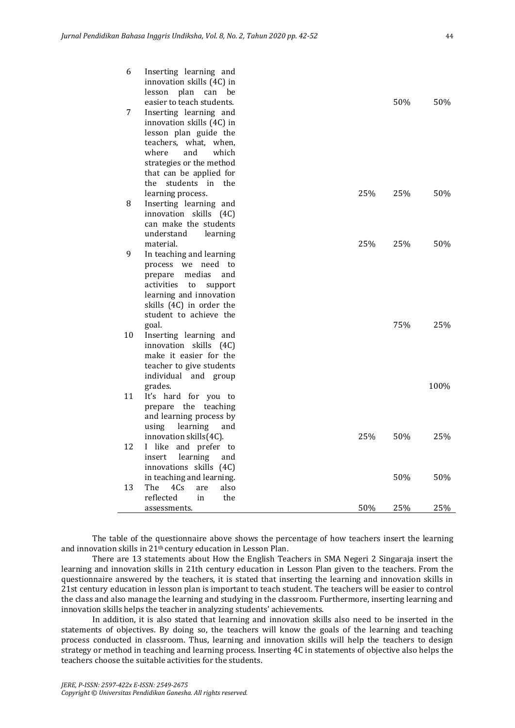| | | | | |
|---|---|---|---|---|
| 6 | Inserting learning and innovation skills (4C) in lesson plan can be easier to teach students. | | 50% | 50% |
| 7 | Inserting learning and innovation skills (4C) in lesson plan guide the teachers, what, when, where and which strategies or the method that can be applied for the students in the learning process. | 25% | 25% | 50% |
| 8 | Inserting learning and innovation skills (4C) can make the students understand learning material. | 25% | 25% | 50% |
| 9 | In teaching and learning process we need to prepare medias and activities to support learning and innovation skills (4C) in order the student to achieve the goal. | | 75% | 25% |
| 10 | Inserting learning and innovation skills (4C) make it easier for the teacher to give students individual and group grades. | | | 100% |
| 11 | It's hard for you to prepare the teaching and learning process by using learning and innovation skills(4C). | 25% | 50% | 25% |
| 12 | I like and prefer to insert learning and innovations skills (4C) in teaching and learning. | | 50% | 50% |
| 13 | The 4Cs are also reflected in the assessments. | 50% | 25% | 25% |

The table of the questionnaire above shows the percentage of how teachers insert the learning and innovation skills in 21th century education in Lesson Plan.

There are 13 statements about How the English Teachers in SMA Negeri 2 Singaraja insert the learning and innovation skills in 21th century education in Lesson Plan given to the teachers. From the questionnaire answered by the teachers, it is stated that inserting the learning and innovation skills in 21st century education in lesson plan is important to teach student. The teachers will be easier to control the class and also manage the learning and studying in the classroom. Furthermore, inserting learning and innovation skills helps the teacher in analyzing students' achievements.

In addition, it is also stated that learning and innovation skills also need to be inserted in the statements of objectives. By doing so, the teachers will know the goals of the learning and teaching process conducted in classroom. Thus, learning and innovation skills will help the teachers to design strategy or method in teaching and learning process. Inserting 4C in statements of objective also helps the teachers choose the suitable activities for the students.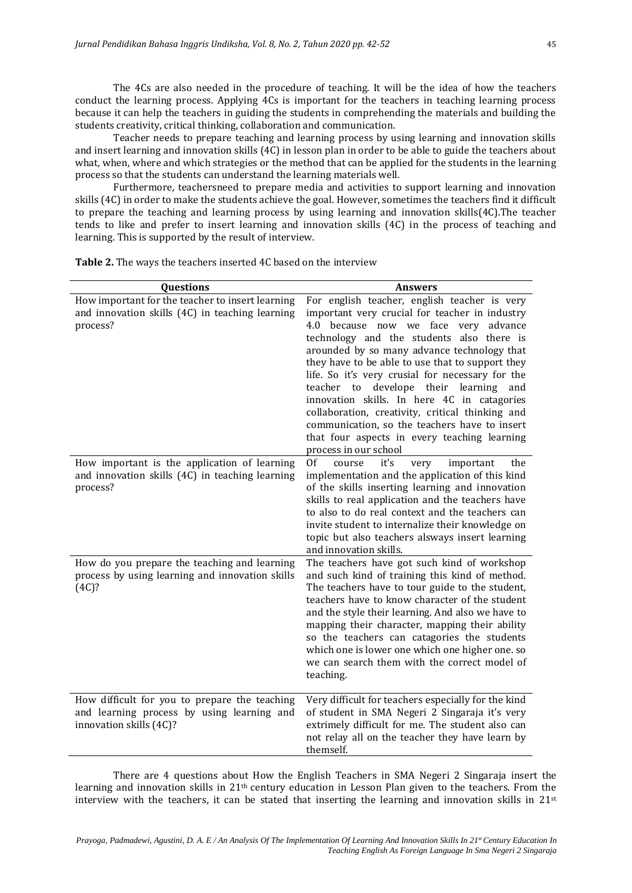The 4Cs are also needed in the procedure of teaching. It will be the idea of how the teachers conduct the learning process. Applying 4Cs is important for the teachers in teaching learning process because it can help the teachers in guiding the students in comprehending the materials and building the students creativity, critical thinking, collaboration and communication.

Teacher needs to prepare teaching and learning process by using learning and innovation skills and insert learning and innovation skills (4C) in lesson plan in order to be able to guide the teachers about what, when, where and which strategies or the method that can be applied for the students in the learning process so that the students can understand the learning materials well.

Furthermore, teachersneed to prepare media and activities to support learning and innovation skills (4C) in order to make the students achieve the goal. However, sometimes the teachers find it difficult to prepare the teaching and learning process by using learning and innovation skills(4C).The teacher tends to like and prefer to insert learning and innovation skills (4C) in the process of teaching and learning. This is supported by the result of interview.

**Table 2.** The ways the teachers inserted 4C based on the interview

| Questions | Answers |
|---|---|
| How important for the teacher to insert learning and innovation skills (4C) in teaching learning process? | For english teacher, english teacher is very important very crucial for teacher in industry 4.0 because now we face very advance technology and the students also there is arounded by so many advance technology that they have to be able to use that to support they life. So it's very crusial for necessary for the teacher to develope their learning and innovation skills. In here 4C in catagories collaboration, creativity, critical thinking and communication, so the teachers have to insert that four aspects in every teaching learning process in our school |
| How important is the application of learning and innovation skills (4C) in teaching learning process? | Of course it's very important the implementation and the application of this kind of the skills inserting learning and innovation skills to real application and the teachers have to also to do real context and the teachers can invite student to internalize their knowledge on topic but also teachers alsways insert learning and innovation skills. |
| How do you prepare the teaching and learning process by using learning and innovation skills (4C)? | The teachers have got such kind of workshop and such kind of training this kind of method. The teachers have to tour guide to the student, teachers have to know character of the student and the style their learning. And also we have to mapping their character, mapping their ability so the teachers can catagories the students which one is lower one which one higher one. so we can search them with the correct model of teaching. |
| How difficult for you to prepare the teaching and learning process by using learning and innovation skills (4C)? | Very difficult for teachers especially for the kind of student in SMA Negeri 2 Singaraja it's very extrimely difficult for me. The student also can not relay all on the teacher they have learn by themself. |

There are 4 questions about How the English Teachers in SMA Negeri 2 Singaraja insert the learning and innovation skills in 21th century education in Lesson Plan given to the teachers. From the interview with the teachers, it can be stated that inserting the learning and innovation skills in 21st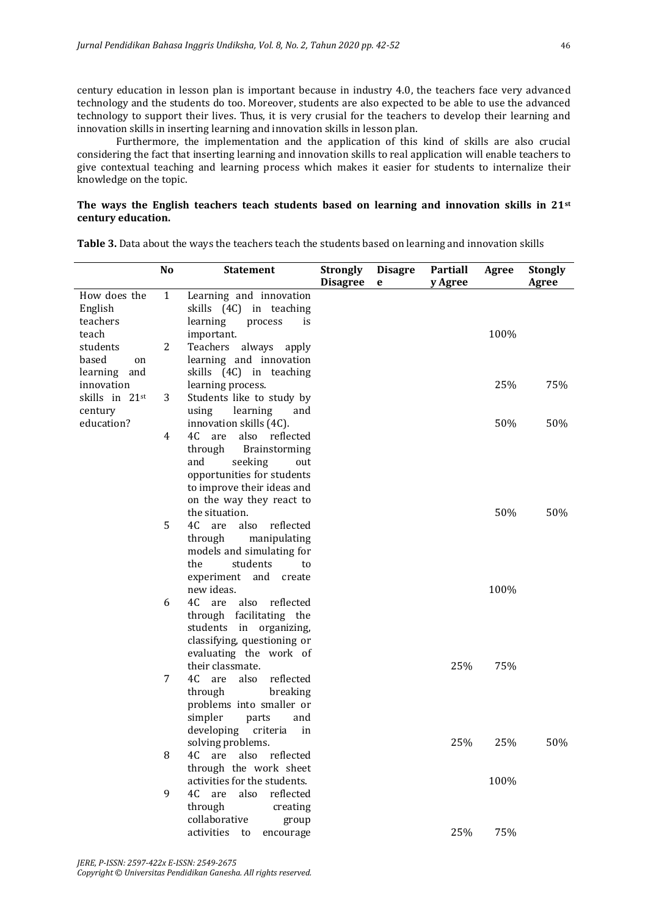century education in lesson plan is important because in industry 4.0, the teachers face very advanced technology and the students do too. Moreover, students are also expected to be able to use the advanced technology to support their lives. Thus, it is very crusial for the teachers to develop their learning and innovation skills in inserting learning and innovation skills in lesson plan.

Furthermore, the implementation and the application of this kind of skills are also crucial considering the fact that inserting learning and innovation skills to real application will enable teachers to give contextual teaching and learning process which makes it easier for students to internalize their knowledge on the topic.

**The ways the English teachers teach students based on learning and innovation skills in 21st century education.**

**Table 3.** Data about the ways the teachers teach the students based on learning and innovation skills

| | No | Statement | Strongly Disagree | Disagree | Partially Agree | Agree | Stongly Agree |
|---|---|---|---|---|---|---|---|
| How does the English teachers teach students based on learning and innovation skills in 21st century education? | 1 | Learning and innovation skills (4C) in teaching learning process is important. | | | | 100% | |
| | 2 | Teachers always apply learning and innovation skills (4C) in teaching learning process. | | | | 25% | 75% |
| | 3 | Students like to study by using learning and innovation skills (4C). | | | | 50% | 50% |
| | 4 | 4C are also reflected through Brainstorming and seeking out opportunities for students to improve their ideas and on the way they react to the situation. | | | | 50% | 50% |
| | 5 | 4C are also reflected through manipulating models and simulating for the students to experiment and create new ideas. | | | | 100% | |
| | 6 | 4C are also reflected through facilitating the students in organizing, classifying, questioning or evaluating the work of their classmate. | | | 25% | 75% | |
| | 7 | 4C are also reflected through breaking problems into smaller or simpler parts and developing criteria in solving problems. | | | 25% | 25% | 50% |
| | 8 | 4C are also reflected through the work sheet activities for the students. | | | | 100% | |
| | 9 | 4C are also reflected through creating collaborative group activities to encourage | | | 25% | 75% | |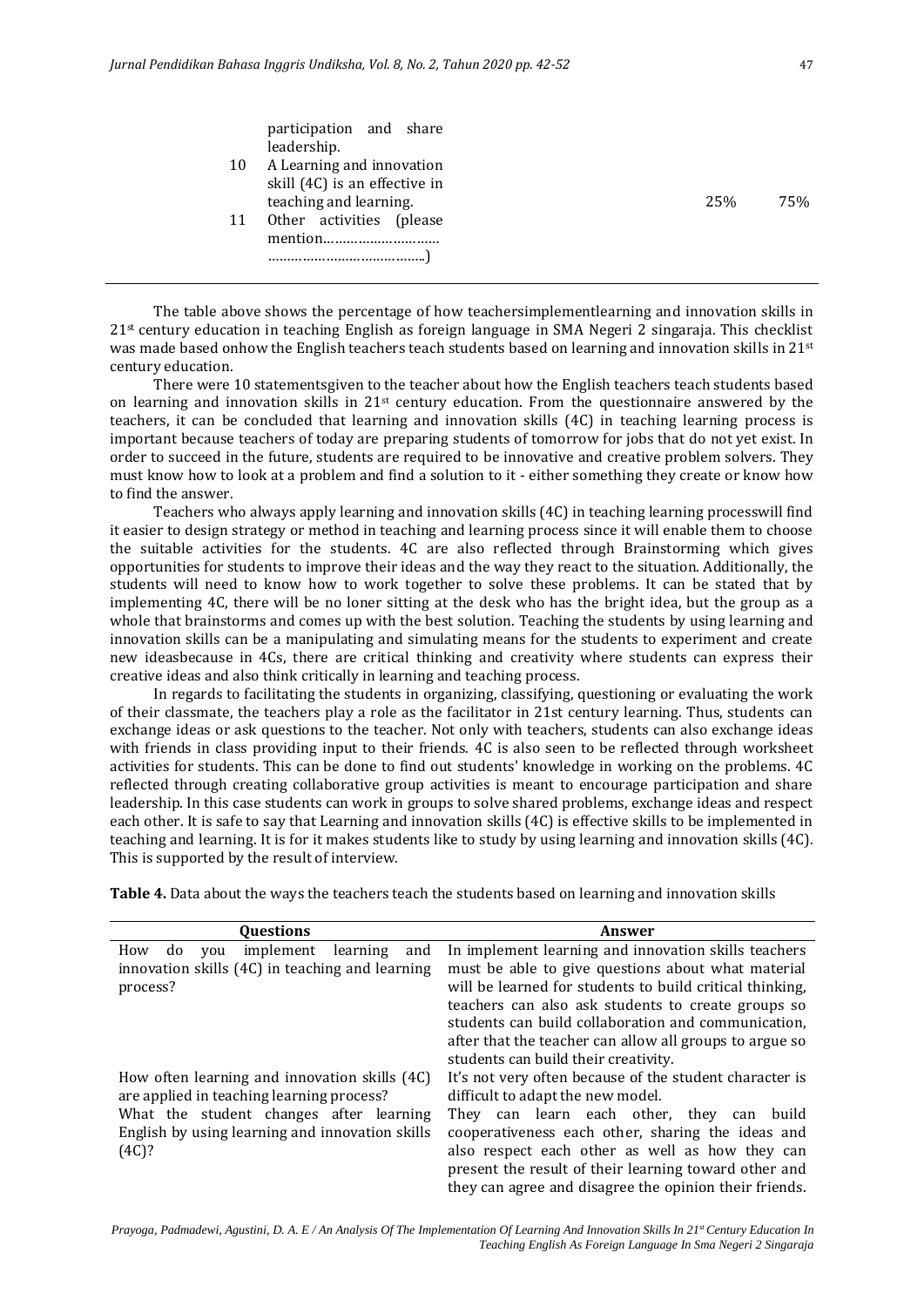|  | participation and share leadership. |  |  |
|---|---|---|---|
| 10 | A Learning and innovation skill (4C) is an effective in teaching and learning. | 25% | 75% |
| 11 | Other activities (please mention………………………. ………………………………..) |  |  |

The table above shows the percentage of how teachersimplementlearning and innovation skills in 21st century education in teaching English as foreign language in SMA Negeri 2 singaraja. This checklist was made based onhow the English teachers teach students based on learning and innovation skills in 21st century education.

There were 10 statementsgiven to the teacher about how the English teachers teach students based on learning and innovation skills in 21st century education. From the questionnaire answered by the teachers, it can be concluded that learning and innovation skills (4C) in teaching learning process is important because teachers of today are preparing students of tomorrow for jobs that do not yet exist. In order to succeed in the future, students are required to be innovative and creative problem solvers. They must know how to look at a problem and find a solution to it - either something they create or know how to find the answer.

Teachers who always apply learning and innovation skills (4C) in teaching learning processwill find it easier to design strategy or method in teaching and learning process since it will enable them to choose the suitable activities for the students. 4C are also reflected through Brainstorming which gives opportunities for students to improve their ideas and the way they react to the situation. Additionally, the students will need to know how to work together to solve these problems. It can be stated that by implementing 4C, there will be no loner sitting at the desk who has the bright idea, but the group as a whole that brainstorms and comes up with the best solution. Teaching the students by using learning and innovation skills can be a manipulating and simulating means for the students to experiment and create new ideasbecause in 4Cs, there are critical thinking and creativity where students can express their creative ideas and also think critically in learning and teaching process.

In regards to facilitating the students in organizing, classifying, questioning or evaluating the work of their classmate, the teachers play a role as the facilitator in 21st century learning. Thus, students can exchange ideas or ask questions to the teacher. Not only with teachers, students can also exchange ideas with friends in class providing input to their friends. 4C is also seen to be reflected through worksheet activities for students. This can be done to find out students' knowledge in working on the problems. 4C reflected through creating collaborative group activities is meant to encourage participation and share leadership. In this case students can work in groups to solve shared problems, exchange ideas and respect each other. It is safe to say that Learning and innovation skills (4C) is effective skills to be implemented in teaching and learning. It is for it makes students like to study by using learning and innovation skills (4C). This is supported by the result of interview.

**Table 4.** Data about the ways the teachers teach the students based on learning and innovation skills

| Questions | Answer |
|---|---|
| How do you implement learning and innovation skills (4C) in teaching and learning process? | In implement learning and innovation skills teachers must be able to give questions about what material will be learned for students to build critical thinking, teachers can also ask students to create groups so students can build collaboration and communication, after that the teacher can allow all groups to argue so students can build their creativity. |
| How often learning and innovation skills (4C) are applied in teaching learning process? | It's not very often because of the student character is difficult to adapt the new model. |
| What the student changes after learning English by using learning and innovation skills (4C)? | They can learn each other, they can build cooperativeness each other, sharing the ideas and also respect each other as well as how they can present the result of their learning toward other and they can agree and disagree the opinion their friends. |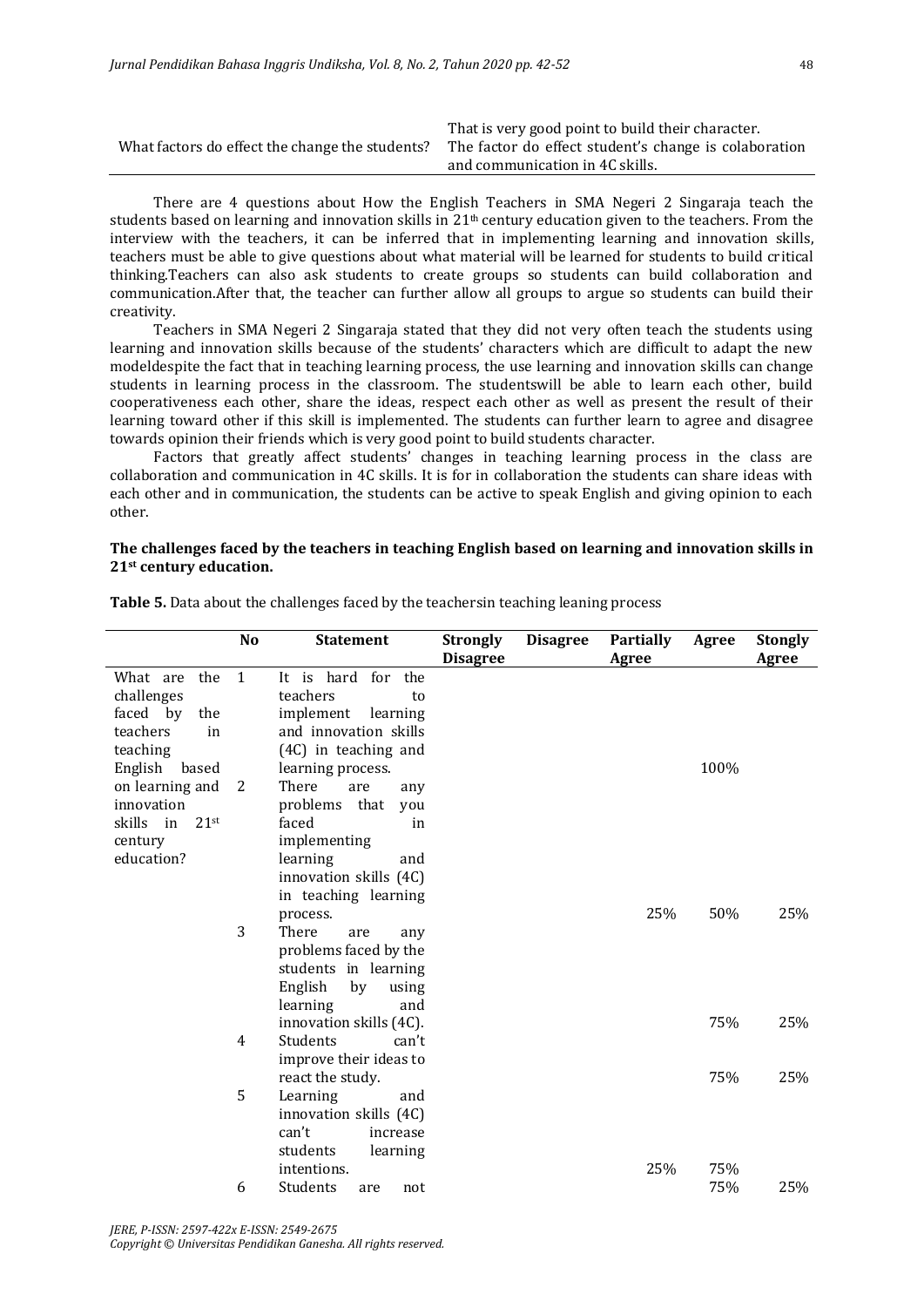| | |
|---|---|
| | That is very good point to build their character. |
| What factors do effect the change the students? | The factor do effect student's change is colaboration and communication in 4C skills. |

There are 4 questions about How the English Teachers in SMA Negeri 2 Singaraja teach the students based on learning and innovation skills in 21[th] century education given to the teachers. From the interview with the teachers, it can be inferred that in implementing learning and innovation skills, teachers must be able to give questions about what material will be learned for students to build critical thinking.Teachers can also ask students to create groups so students can build collaboration and communication.After that, the teacher can further allow all groups to argue so students can build their creativity.

Teachers in SMA Negeri 2 Singaraja stated that they did not very often teach the students using learning and innovation skills because of the students' characters which are difficult to adapt the new modeldespite the fact that in teaching learning process, the use learning and innovation skills can change students in learning process in the classroom. The studentswill be able to learn each other, build cooperativeness each other, share the ideas, respect each other as well as present the result of their learning toward other if this skill is implemented. The students can further learn to agree and disagree towards opinion their friends which is very good point to build students character.

Factors that greatly affect students' changes in teaching learning process in the class are collaboration and communication in 4C skills. It is for in collaboration the students can share ideas with each other and in communication, the students can be active to speak English and giving opinion to each other.

**The challenges faced by the teachers in teaching English based on learning and innovation skills in 21[st] century education.**

**Table 5.** Data about the challenges faced by the teachersin teaching leaning process

| | No | Statement | Strongly Disagree | Disagree | Partially Agree | Agree | Stongly Agree |
|---|---|---|---|---|---|---|---|
| What are the challenges faced by the teachers in teaching English based on learning and innovation skills in 21st century education? | 1 | It is hard for the teachers to implement learning and innovation skills (4C) in teaching and learning process. | | | | 100% | |
| | 2 | There are any problems that you faced in implementing learning and innovation skills (4C) in teaching learning process. | | | 25% | 50% | 25% |
| | 3 | There are any problems faced by the students in learning English by using learning and innovation skills (4C). | | | | 75% | 25% |
| | 4 | Students can't improve their ideas to react the study. | | | | 75% | 25% |
| | 5 | Learning and innovation skills (4C) can't increase students learning intentions. | | | 25% | 75% | |
| | 6 | Students are not | | | | 75% | 25% |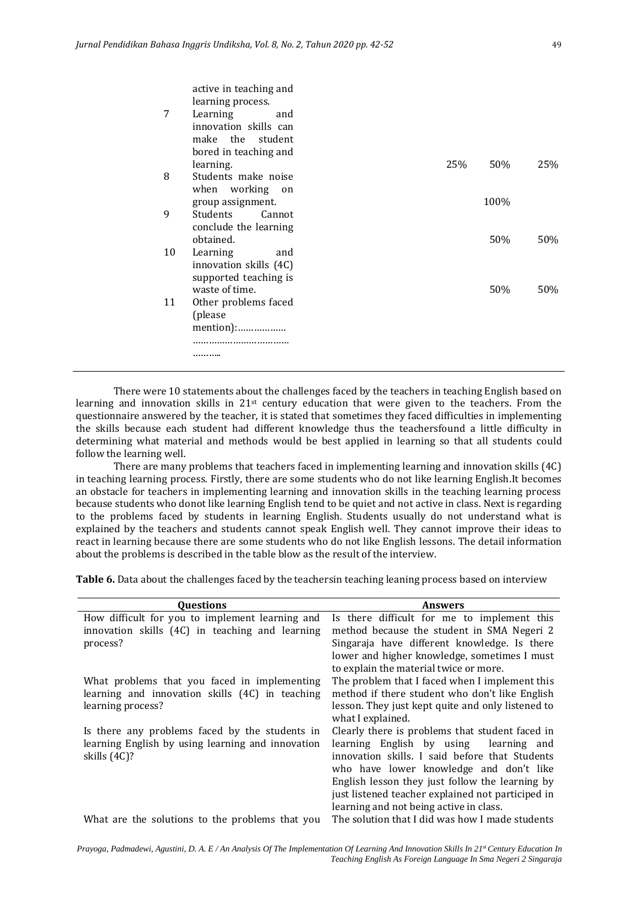| | | | | |
|---|---|---|---|---|
| | active in teaching and learning process. | | | |
| 7 | Learning and innovation skills can make the student bored in teaching and learning. | 25% | 50% | 25% |
| 8 | Students make noise when working on group assignment. | | 100% | |
| 9 | Students Cannot conclude the learning obtained. | | 50% | 50% |
| 10 | Learning and innovation skills (4C) supported teaching is waste of time. | | 50% | 50% |
| 11 | Other problems faced (please mention):……………… ……………………………… ……….. | | | |

There were 10 statements about the challenges faced by the teachers in teaching English based on learning and innovation skills in 21st century education that were given to the teachers. From the questionnaire answered by the teacher, it is stated that sometimes they faced difficulties in implementing the skills because each student had different knowledge thus the teachersfound a little difficulty in determining what material and methods would be best applied in learning so that all students could follow the learning well.

There are many problems that teachers faced in implementing learning and innovation skills (4C) in teaching learning process. Firstly, there are some students who do not like learning English.It becomes an obstacle for teachers in implementing learning and innovation skills in the teaching learning process because students who donot like learning English tend to be quiet and not active in class. Next is regarding to the problems faced by students in learning English. Students usually do not understand what is explained by the teachers and students cannot speak English well. They cannot improve their ideas to react in learning because there are some students who do not like English lessons. The detail information about the problems is described in the table blow as the result of the interview.

**Table 6.** Data about the challenges faced by the teachersin teaching leaning process based on interview

| Questions | Answers |
|---|---|
| How difficult for you to implement learning and innovation skills (4C) in teaching and learning process? | Is there difficult for me to implement this method because the student in SMA Negeri 2 Singaraja have different knowledge. Is there lower and higher knowledge, sometimes I must to explain the material twice or more. |
| What problems that you faced in implementing learning and innovation skills (4C) in teaching learning process? | The problem that I faced when I implement this method if there student who don't like English lesson. They just kept quite and only listened to what I explained. |
| Is there any problems faced by the students in learning English by using learning and innovation skills (4C)? | Clearly there is problems that student faced in learning English by using learning and innovation skills. I said before that Students who have lower knowledge and don't like English lesson they just follow the learning by just listened teacher explained not participled in learning and not being active in class. |
| What are the solutions to the problems that you | The solution that I did was how I made students |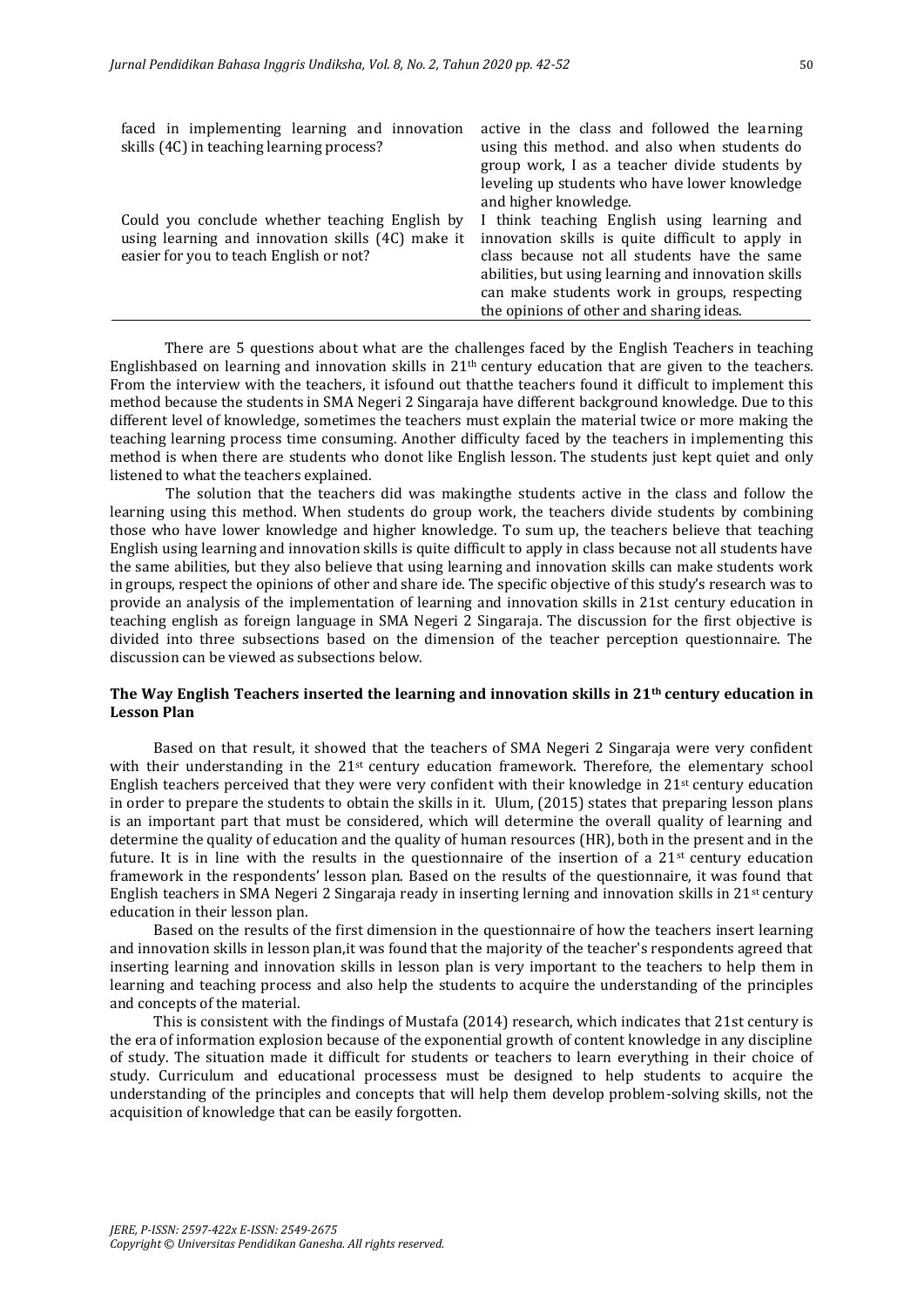| | |
|---|---|
| faced in implementing learning and innovation skills (4C) in teaching learning process? | active in the class and followed the learning using this method. and also when students do group work, I as a teacher divide students by leveling up students who have lower knowledge and higher knowledge. |
| Could you conclude whether teaching English by using learning and innovation skills (4C) make it easier for you to teach English or not? | I think teaching English using learning and innovation skills is quite difficult to apply in class because not all students have the same abilities, but using learning and innovation skills can make students work in groups, respecting the opinions of other and sharing ideas. |

There are 5 questions about what are the challenges faced by the English Teachers in teaching Englishbased on learning and innovation skills in 21th century education that are given to the teachers. From the interview with the teachers, it isfound out thatthe teachers found it difficult to implement this method because the students in SMA Negeri 2 Singaraja have different background knowledge. Due to this different level of knowledge, sometimes the teachers must explain the material twice or more making the teaching learning process time consuming. Another difficulty faced by the teachers in implementing this method is when there are students who donot like English lesson. The students just kept quiet and only listened to what the teachers explained.

The solution that the teachers did was makingthe students active in the class and follow the learning using this method. When students do group work, the teachers divide students by combining those who have lower knowledge and higher knowledge. To sum up, the teachers believe that teaching English using learning and innovation skills is quite difficult to apply in class because not all students have the same abilities, but they also believe that using learning and innovation skills can make students work in groups, respect the opinions of other and share ide. The specific objective of this study's research was to provide an analysis of the implementation of learning and innovation skills in 21st century education in teaching english as foreign language in SMA Negeri 2 Singaraja. The discussion for the first objective is divided into three subsections based on the dimension of the teacher perception questionnaire. The discussion can be viewed as subsections below.

### The Way English Teachers inserted the learning and innovation skills in 21th century education in Lesson Plan

Based on that result, it showed that the teachers of SMA Negeri 2 Singaraja were very confident with their understanding in the 21st century education framework. Therefore, the elementary school English teachers perceived that they were very confident with their knowledge in 21st century education in order to prepare the students to obtain the skills in it. Ulum, (2015) states that preparing lesson plans is an important part that must be considered, which will determine the overall quality of learning and determine the quality of education and the quality of human resources (HR), both in the present and in the future. It is in line with the results in the questionnaire of the insertion of a 21st century education framework in the respondents' lesson plan. Based on the results of the questionnaire, it was found that English teachers in SMA Negeri 2 Singaraja ready in inserting lerning and innovation skills in 21st century education in their lesson plan.

Based on the results of the first dimension in the questionnaire of how the teachers insert learning and innovation skills in lesson plan,it was found that the majority of the teacher's respondents agreed that inserting learning and innovation skills in lesson plan is very important to the teachers to help them in learning and teaching process and also help the students to acquire the understanding of the principles and concepts of the material.

This is consistent with the findings of Mustafa (2014) research, which indicates that 21st century is the era of information explosion because of the exponential growth of content knowledge in any discipline of study. The situation made it difficult for students or teachers to learn everything in their choice of study. Curriculum and educational processess must be designed to help students to acquire the understanding of the principles and concepts that will help them develop problem-solving skills, not the acquisition of knowledge that can be easily forgotten.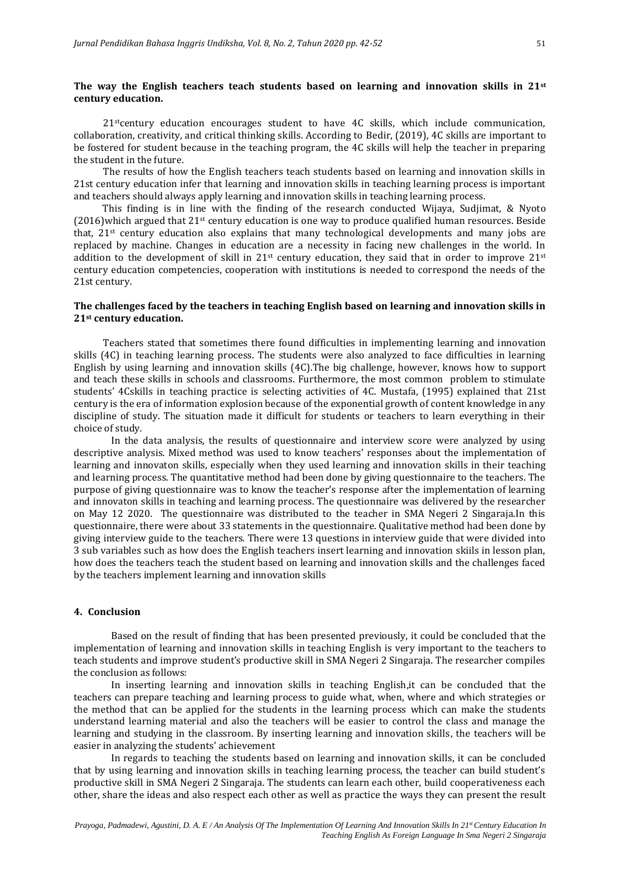**The way the English teachers teach students based on learning and innovation skills in 21st century education.**

21stcentury education encourages student to have 4C skills, which include communication, collaboration, creativity, and critical thinking skills. According to Bedir, (2019), 4C skills are important to be fostered for student because in the teaching program, the 4C skills will help the teacher in preparing the student in the future.

The results of how the English teachers teach students based on learning and innovation skills in 21st century education infer that learning and innovation skills in teaching learning process is important and teachers should always apply learning and innovation skills in teaching learning process.

This finding is in line with the finding of the research conducted Wijaya, Sudjimat, & Nyoto (2016)which argued that 21st century education is one way to produce qualified human resources. Beside that, 21st century education also explains that many technological developments and many jobs are replaced by machine. Changes in education are a necessity in facing new challenges in the world. In addition to the development of skill in 21st century education, they said that in order to improve 21st century education competencies, cooperation with institutions is needed to correspond the needs of the 21st century.

**The challenges faced by the teachers in teaching English based on learning and innovation skills in 21st century education.**

Teachers stated that sometimes there found difficulties in implementing learning and innovation skills (4C) in teaching learning process. The students were also analyzed to face difficulties in learning English by using learning and innovation skills (4C).The big challenge, however, knows how to support and teach these skills in schools and classrooms. Furthermore, the most common problem to stimulate students' 4Cskills in teaching practice is selecting activities of 4C. Mustafa, (1995) explained that 21st century is the era of information explosion because of the exponential growth of content knowledge in any discipline of study. The situation made it difficult for students or teachers to learn everything in their choice of study.

In the data analysis, the results of questionnaire and interview score were analyzed by using descriptive analysis. Mixed method was used to know teachers' responses about the implementation of learning and innovaton skills, especially when they used learning and innovation skills in their teaching and learning process. The quantitative method had been done by giving questionnaire to the teachers. The purpose of giving questionnaire was to know the teacher's response after the implementation of learning and innovaton skills in teaching and learning process. The questionnaire was delivered by the researcher on May 12 2020. The questionnaire was distributed to the teacher in SMA Negeri 2 Singaraja.In this questionnaire, there were about 33 statements in the questionnaire. Qualitative method had been done by giving interview guide to the teachers. There were 13 questions in interview guide that were divided into 3 sub variables such as how does the English teachers insert learning and innovation skiils in lesson plan, how does the teachers teach the student based on learning and innovation skills and the challenges faced by the teachers implement learning and innovation skills

## 4. Conclusion

Based on the result of finding that has been presented previously, it could be concluded that the implementation of learning and innovation skills in teaching English is very important to the teachers to teach students and improve student's productive skill in SMA Negeri 2 Singaraja. The researcher compiles the conclusion as follows:

In inserting learning and innovation skills in teaching English,it can be concluded that the teachers can prepare teaching and learning process to guide what, when, where and which strategies or the method that can be applied for the students in the learning process which can make the students understand learning material and also the teachers will be easier to control the class and manage the learning and studying in the classroom. By inserting learning and innovation skills, the teachers will be easier in analyzing the students' achievement

In regards to teaching the students based on learning and innovation skills, it can be concluded that by using learning and innovation skills in teaching learning process, the teacher can build student's productive skill in SMA Negeri 2 Singaraja. The students can learn each other, build cooperativeness each other, share the ideas and also respect each other as well as practice the ways they can present the result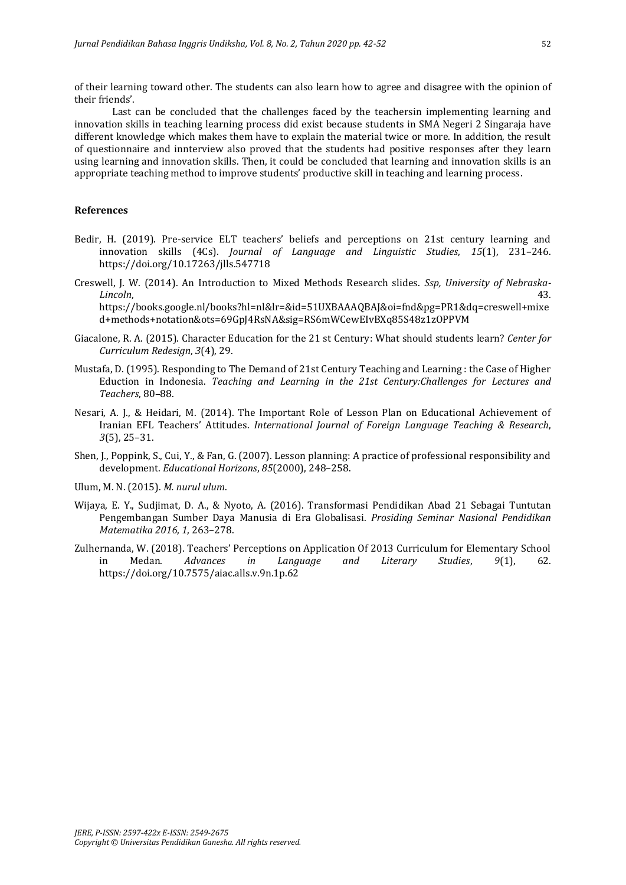of their learning toward other. The students can also learn how to agree and disagree with the opinion of their friends'.

Last can be concluded that the challenges faced by the teachersin implementing learning and innovation skills in teaching learning process did exist because students in SMA Negeri 2 Singaraja have different knowledge which makes them have to explain the material twice or more. In addition, the result of questionnaire and innterview also proved that the students had positive responses after they learn using learning and innovation skills. Then, it could be concluded that learning and innovation skills is an appropriate teaching method to improve students' productive skill in teaching and learning process.

## References

Bedir, H. (2019). Pre-service ELT teachers' beliefs and perceptions on 21st century learning and innovation skills (4Cs). *Journal of Language and Linguistic Studies*, *15*(1), 231–246. https://doi.org/10.17263/jlls.547718

Creswell, J. W. (2014). An Introduction to Mixed Methods Research slides. *Ssp, University of Nebraska-Lincoln*, 43. https://books.google.nl/books?hl=nl&lr=&id=51UXBAAAQBAJ&oi=fnd&pg=PR1&dq=creswell+mixed+methods+notation&ots=69GpJ4RsNA&sig=RS6mWCewEIvBXq85S48z1zOPPVM

Giacalone, R. A. (2015). Character Education for the 21 st Century: What should students learn? *Center for Curriculum Redesign*, *3*(4), 29.

Mustafa, D. (1995). Responding to The Demand of 21st Century Teaching and Learning : the Case of Higher Eduction in Indonesia. *Teaching and Learning in the 21st Century:Challenges for Lectures and Teachers*, 80–88.

Nesari, A. J., & Heidari, M. (2014). The Important Role of Lesson Plan on Educational Achievement of Iranian EFL Teachers' Attitudes. *International Journal of Foreign Language Teaching & Research*, *3*(5), 25–31.

Shen, J., Poppink, S., Cui, Y., & Fan, G. (2007). Lesson planning: A practice of professional responsibility and development. *Educational Horizons*, *85*(2000), 248–258.

Ulum, M. N. (2015). *M. nurul ulum*.

Wijaya, E. Y., Sudjimat, D. A., & Nyoto, A. (2016). Transformasi Pendidikan Abad 21 Sebagai Tuntutan Pengembangan Sumber Daya Manusia di Era Globalisasi. *Prosiding Seminar Nasional Pendidikan Matematika 2016*, *1*, 263–278.

Zulhernanda, W. (2018). Teachers' Perceptions on Application Of 2013 Curriculum for Elementary School in Medan. *Advances in Language and Literary Studies*, *9*(1), 62. https://doi.org/10.7575/aiac.alls.v.9n.1p.62